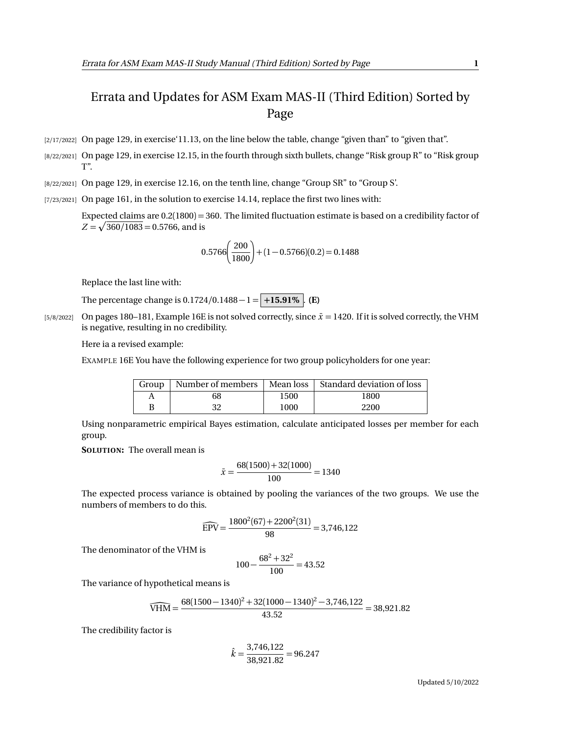# Errata and Updates for ASM Exam MAS-II (Third Edition) Sorted by Page

[2/17/2022] On page 129, in exercise'11.13, on the line below the table, change "given than" to "given that".

[8/22/2021] On page 129, in exercise 12.15, in the fourth through sixth bullets, change "Risk group R" to "Risk group T".

[8/22/2021] On page 129, in exercise 12.16, on the tenth line, change "Group SR" to "Group S'.

[7/23/2021] On page 161, in the solution to exercise 14.14, replace the first two lines with:

Expected claims are $0.2(1800) = 360$. The limited fluctuation estimate is based on a credibility factor of $Z = \sqrt{360/1083} = 0.5766$, and is

$$0.5766\left(\frac{200}{1800}\right) + (1 - 0.5766)(0.2) = 0.1488$$

Replace the last line with:

The percentage change is $0.1724/0.1488 - 1 = \boxed{\mathbf{+15.91\%}}$. **(E)**

[5/8/2022] On pages 180–181, Example 16E is not solved correctly, since $\bar{x} = 1420$. If it is solved correctly, the VHM is negative, resulting in no credibility.

Here ia a revised example:

EXAMPLE 16E You have the following experience for two group policyholders for one year:

| Group | Number of members | Mean loss | Standard deviation of loss |
|---|---|---|---|
| A | 68 | 1500 | 1800 |
| B | 32 | 1000 | 2200 |

Using nonparametric empirical Bayes estimation, calculate anticipated losses per member for each group.

**SOLUTION:** The overall mean is

$$\bar{x} = \frac{68(1500) + 32(1000)}{100} = 1340$$

The expected process variance is obtained by pooling the variances of the two groups. We use the numbers of members to do this.

$$\widehat{\text{EPV}} = \frac{1800^2(67) + 2200^2(31)}{98} = 3{,}746{,}122$$

The denominator of the VHM is

$$100 - \frac{68^2 + 32^2}{100} = 43.52$$

The variance of hypothetical means is

$$\widehat{\text{VHM}} = \frac{68(1500 - 1340)^2 + 32(1000 - 1340)^2 - 3{,}746{,}122}{43.52} = 38{,}921.82$$

The credibility factor is

$$\hat{k} = \frac{3{,}746{,}122}{38{,}921.82} = 96.247$$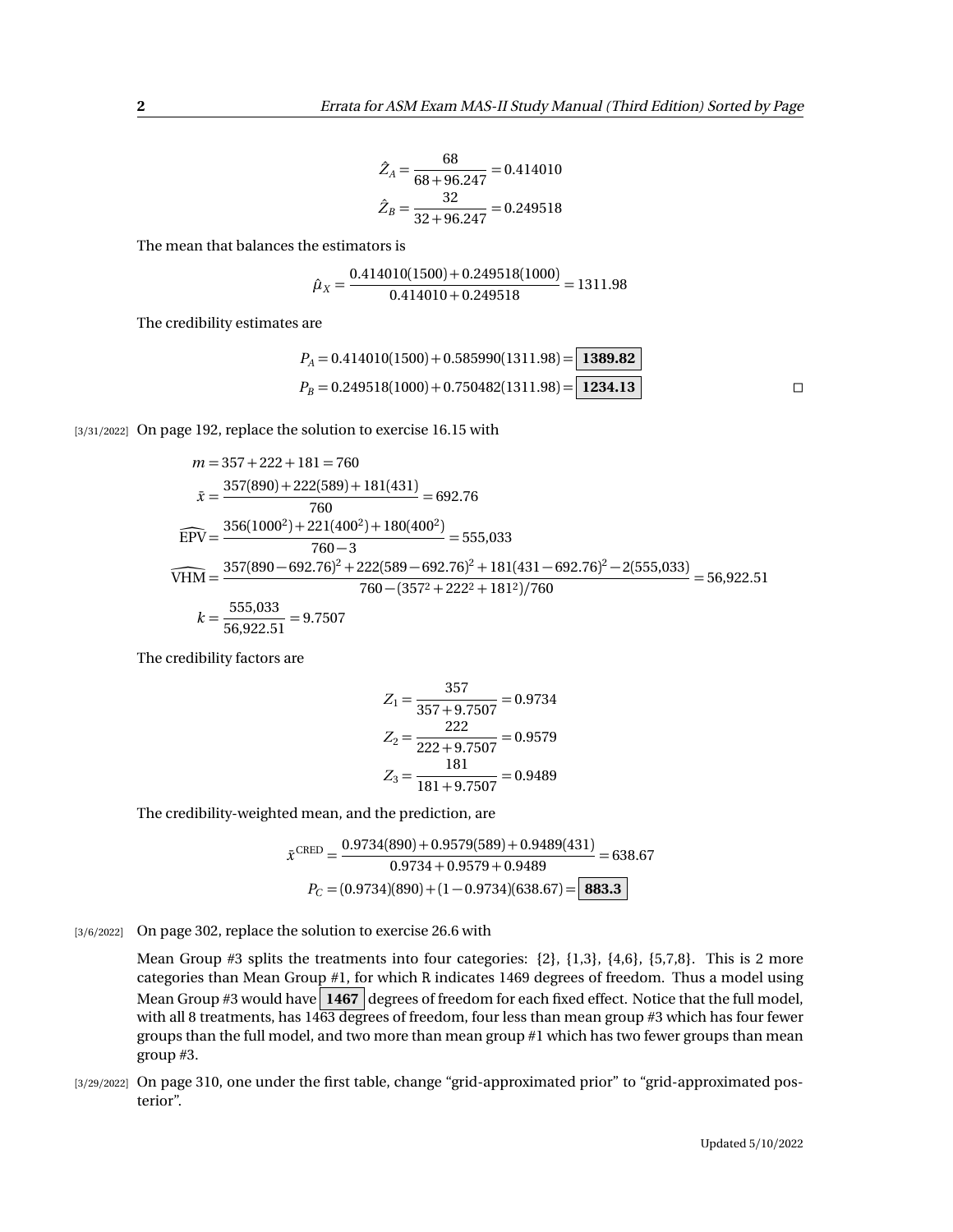$$\hat{Z}_A = \frac{68}{68+96.247} = 0.414010$$
$$\hat{Z}_B = \frac{32}{32+96.247} = 0.249518$$

The mean that balances the estimators is

$$\hat{\mu}_X = \frac{0.414010(1500)+0.249518(1000)}{0.414010+0.249518} = 1311.98$$

The credibility estimates are

$$P_A = 0.414010(1500)+0.585990(1311.98) = \boxed{\mathbf{1389.82}}$$
$$P_B = 0.249518(1000)+0.750482(1311.98) = \boxed{\mathbf{1234.13}}$$

□

[3/31/2022] On page 192, replace the solution to exercise 16.15 with

$$m = 357+222+181 = 760$$
$$\bar{x} = \frac{357(890)+222(589)+181(431)}{760} = 692.76$$
$$\widehat{\text{EPV}} = \frac{356(1000^2)+221(400^2)+180(400^2)}{760-3} = 555{,}033$$
$$\widehat{\text{VHM}} = \frac{357(890-692.76)^2+222(589-692.76)^2+181(431-692.76)^2-2(555{,}033)}{760-(357^2+222^2+181^2)/760} = 56{,}922.51$$
$$k = \frac{555{,}033}{56{,}922.51} = 9.7507$$

The credibility factors are

$$Z_1 = \frac{357}{357+9.7507} = 0.9734$$
$$Z_2 = \frac{222}{222+9.7507} = 0.9579$$
$$Z_3 = \frac{181}{181+9.7507} = 0.9489$$

The credibility-weighted mean, and the prediction, are

$$\bar{x}^{\text{CRED}} = \frac{0.9734(890)+0.9579(589)+0.9489(431)}{0.9734+0.9579+0.9489} = 638.67$$
$$P_C = (0.9734)(890)+(1-0.9734)(638.67) = \boxed{\mathbf{883.3}}$$

[3/6/2022] On page 302, replace the solution to exercise 26.6 with

Mean Group #3 splits the treatments into four categories: {2}, {1,3}, {4,6}, {5,7,8}. This is 2 more categories than Mean Group #1, for which R indicates 1469 degrees of freedom. Thus a model using Mean Group #3 would have $\boxed{\mathbf{1467}}$ degrees of freedom for each fixed effect. Notice that the full model, with all 8 treatments, has 1463 degrees of freedom, four less than mean group #3 which has four fewer groups than the full model, and two more than mean group #1 which has two fewer groups than mean group #3.

[3/29/2022] On page 310, one under the first table, change "grid-approximated prior" to "grid-approximated posterior".

Updated 5/10/2022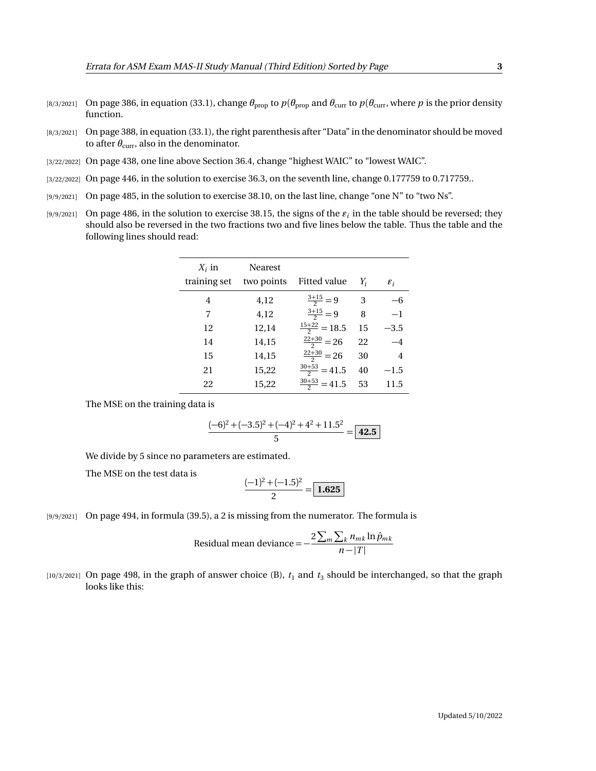[8/3/2021] On page 386, in equation (33.1), change $\theta_{\text{prop}}$ to $p(\theta_{\text{prop}}$ and $\theta_{\text{curr}}$ to $p(\theta_{\text{curr}}$, where $p$ is the prior density function.

[8/3/2021] On page 388, in equation (33.1), the right parenthesis after "Data" in the denominator should be moved to after $\theta_{\text{curr}}$, also in the denominator.

[3/22/2022] On page 438, one line above Section 36.4, change "highest WAIC" to "lowest WAIC".

[3/22/2022] On page 446, in the solution to exercise 36.3, on the seventh line, change 0.177759 to 0.717759..

[9/9/2021] On page 485, in the solution to exercise 38.10, on the last line, change "one N" to "two Ns".

[9/9/2021] On page 486, in the solution to exercise 38.15, the signs of the $\varepsilon_i$ in the table should be reversed; they should also be reversed in the two fractions two and five lines below the table. Thus the table and the following lines should read:

| $X_i$ in training set | Nearest two points | Fitted value | $Y_i$ | $\varepsilon_i$ |
|---|---|---|---|---|
| 4 | 4,12 | $\frac{3+15}{2} = 9$ | 3 | $-6$ |
| 7 | 4,12 | $\frac{3+15}{2} = 9$ | 8 | $-1$ |
| 12 | 12,14 | $\frac{15+22}{2} = 18.5$ | 15 | $-3.5$ |
| 14 | 14,15 | $\frac{22+30}{2} = 26$ | 22 | $-4$ |
| 15 | 14,15 | $\frac{22+30}{2} = 26$ | 30 | 4 |
| 21 | 15,22 | $\frac{30+53}{2} = 41.5$ | 40 | $-1.5$ |
| 22 | 15,22 | $\frac{30+53}{2} = 41.5$ | 53 | 11.5 |

The MSE on the training data is

$$\frac{(-6)^2 + (-3.5)^2 + (-4)^2 + 4^2 + 11.5^2}{5} = \boxed{\mathbf{42.5}}$$

We divide by 5 since no parameters are estimated.

The MSE on the test data is

$$\frac{(-1)^2 + (-1.5)^2}{2} = \boxed{\mathbf{1.625}}$$

[9/9/2021] On page 494, in formula (39.5), a 2 is missing from the numerator. The formula is

$$\text{Residual mean deviance} = -\frac{2\sum_m \sum_k n_{mk} \ln \hat{p}_{mk}}{n - |T|}$$

[10/3/2021] On page 498, in the graph of answer choice (B), $t_1$ and $t_3$ should be interchanged, so that the graph looks like this: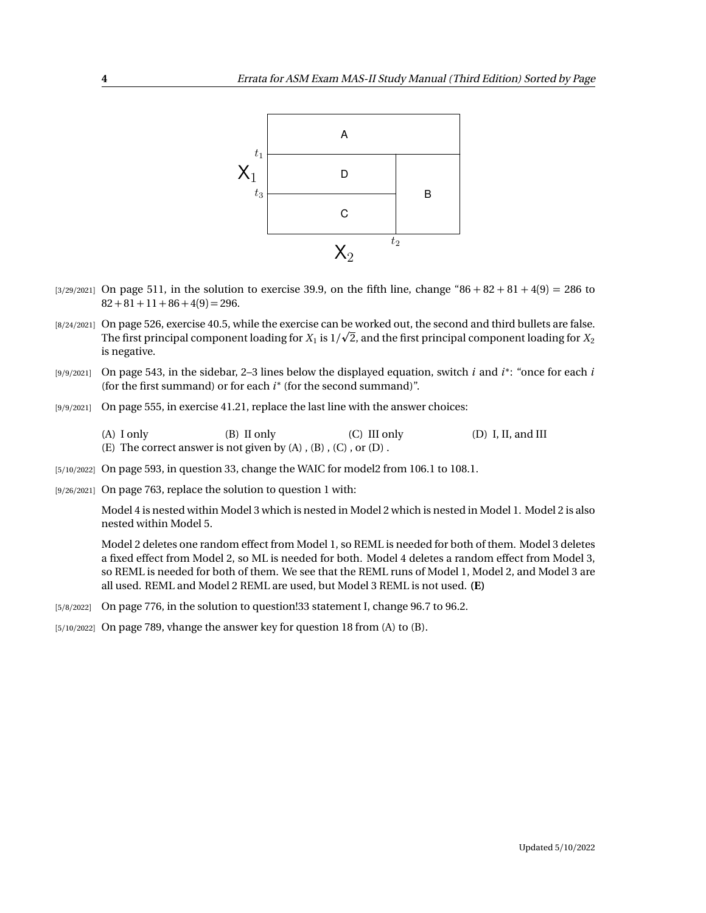A

$t_1$

$X_1$ D B

$t_3$

C

$t_2$

$X_2$

[3/29/2021] On page 511, in the solution to exercise 39.9, on the fifth line, change "$86+82+81+4(9) = 286$ to $82+81+11+86+4(9)=296$.

[8/24/2021] On page 526, exercise 40.5, while the exercise can be worked out, the second and third bullets are false. The first principal component loading for $X_1$ is $1/\sqrt{2}$, and the first principal component loading for $X_2$ is negative.

[9/9/2021] On page 543, in the sidebar, 2–3 lines below the displayed equation, switch $i$ and $i^*$: "once for each $i$ (for the first summand) or for each $i^*$ (for the second summand)".

[9/9/2021] On page 555, in exercise 41.21, replace the last line with the answer choices:

(A) I only (B) II only (C) III only (D) I, II, and III
(E) The correct answer is not given by (A) , (B) , (C) , or (D) .

[5/10/2022] On page 593, in question 33, change the WAIC for model2 from 106.1 to 108.1.

[9/26/2021] On page 763, replace the solution to question 1 with:

Model 4 is nested within Model 3 which is nested in Model 2 which is nested in Model 1. Model 2 is also nested within Model 5.

Model 2 deletes one random effect from Model 1, so REML is needed for both of them. Model 3 deletes a fixed effect from Model 2, so ML is needed for both. Model 4 deletes a random effect from Model 3, so REML is needed for both of them. We see that the REML runs of Model 1, Model 2, and Model 3 are all used. REML and Model 2 REML are used, but Model 3 REML is not used. **(E)**

[5/8/2022] On page 776, in the solution to question!33 statement I, change 96.7 to 96.2.

[5/10/2022] On page 789, vhange the answer key for question 18 from (A) to (B).